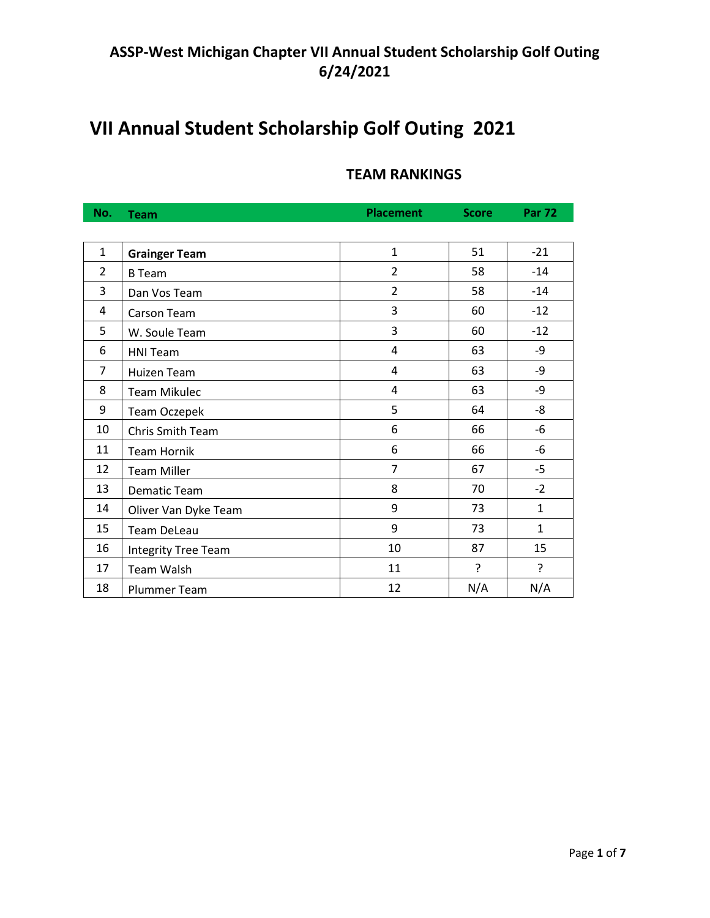## ASSP-West Michigan Chapter VII Annual Student Scholarship Golf Outing 6/24/2021

# VII Annual Student Scholarship Golf Outing 2021

### TEAM RANKINGS

| No. | Team | Placement | Score | Par 72 |
|---|---|---|---|---|
| 1 | **Grainger Team** | 1 | 51 | -21 |
| 2 | B Team | 2 | 58 | -14 |
| 3 | Dan Vos Team | 2 | 58 | -14 |
| 4 | Carson Team | 3 | 60 | -12 |
| 5 | W. Soule Team | 3 | 60 | -12 |
| 6 | HNI Team | 4 | 63 | -9 |
| 7 | Huizen Team | 4 | 63 | -9 |
| 8 | Team Mikulec | 4 | 63 | -9 |
| 9 | Team Oczepek | 5 | 64 | -8 |
| 10 | Chris Smith Team | 6 | 66 | -6 |
| 11 | Team Hornik | 6 | 66 | -6 |
| 12 | Team Miller | 7 | 67 | -5 |
| 13 | Dematic Team | 8 | 70 | -2 |
| 14 | Oliver Van Dyke Team | 9 | 73 | 1 |
| 15 | Team DeLeau | 9 | 73 | 1 |
| 16 | Integrity Tree Team | 10 | 87 | 15 |
| 17 | Team Walsh | 11 | ? | ? |
| 18 | Plummer Team | 12 | N/A | N/A |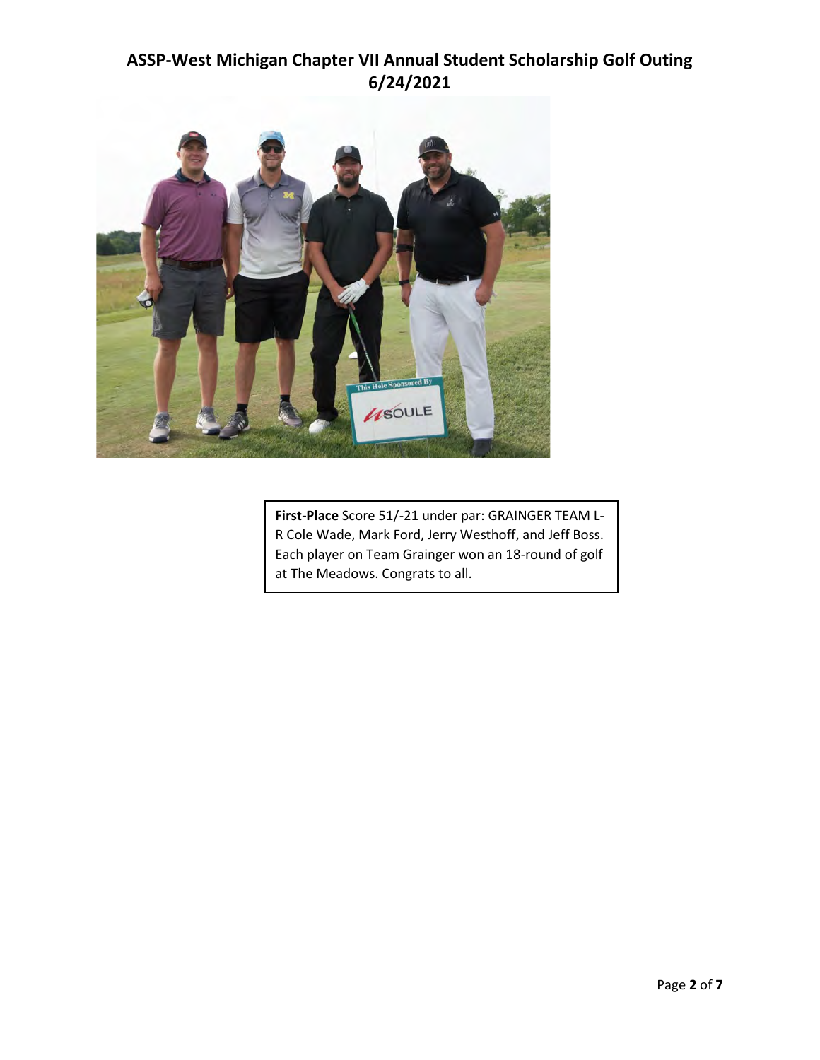# ASSP-West Michigan Chapter VII Annual Student Scholarship Golf Outing 6/24/2021

**First-Place** Score 51/-21 under par: GRAINGER TEAM L-R Cole Wade, Mark Ford, Jerry Westhoff, and Jeff Boss. Each player on Team Grainger won an 18-round of golf at The Meadows. Congrats to all.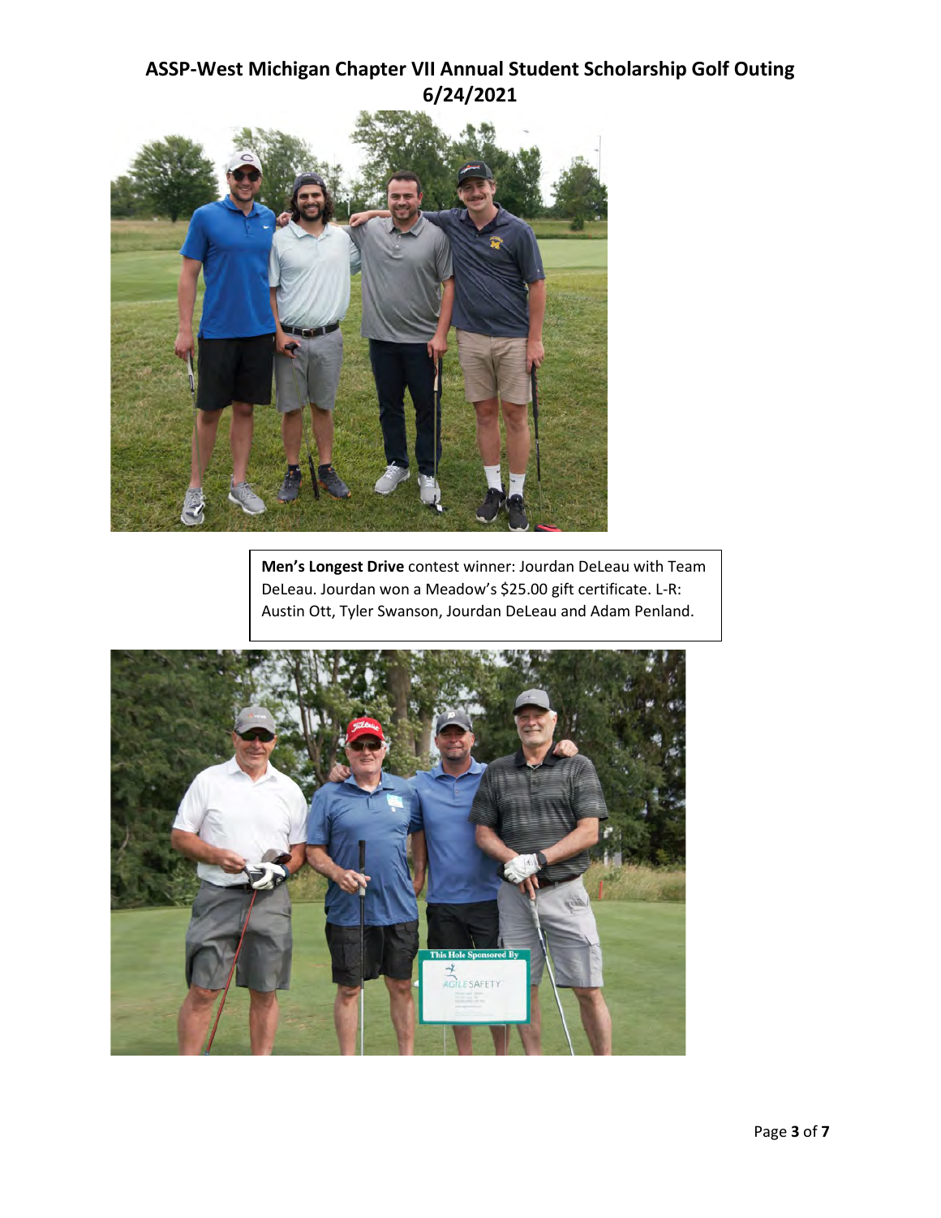# ASSP-West Michigan Chapter VII Annual Student Scholarship Golf Outing 6/24/2021

**Men's Longest Drive** contest winner: Jourdan DeLeau with Team DeLeau. Jourdan won a Meadow's $25.00 gift certificate. L-R: Austin Ott, Tyler Swanson, Jourdan DeLeau and Adam Penland.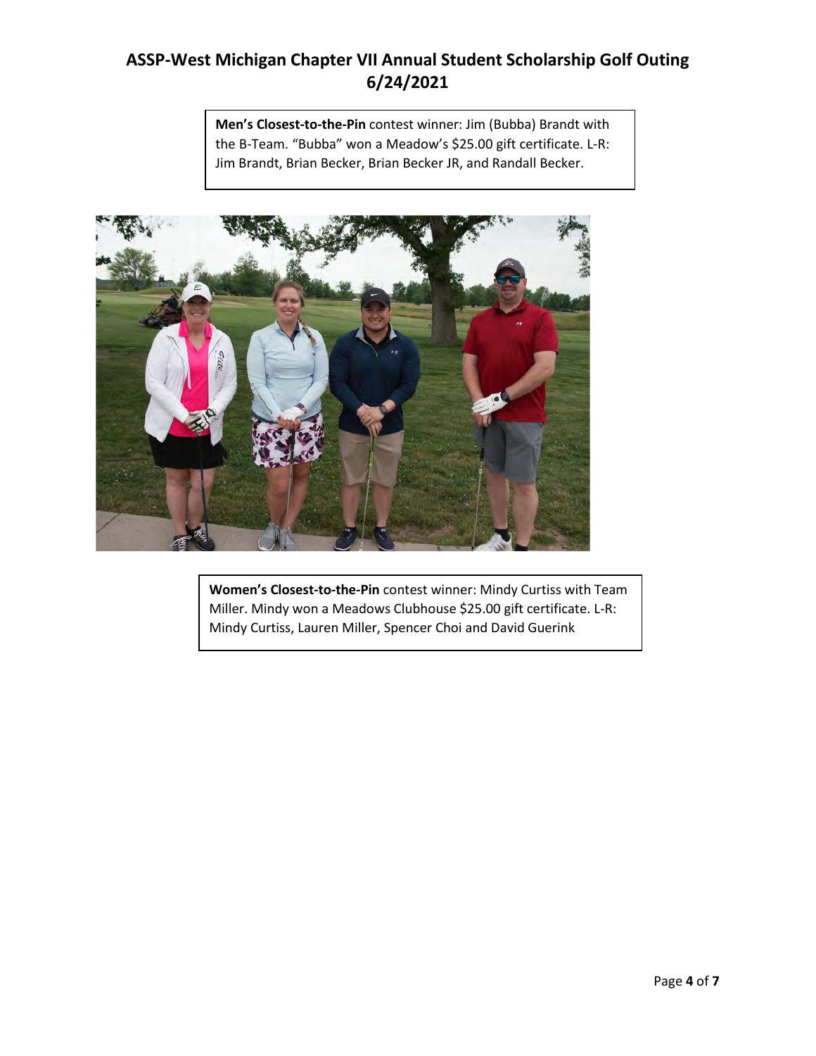# ASSP-West Michigan Chapter VII Annual Student Scholarship Golf Outing 6/24/2021

**Men's Closest-to-the-Pin** contest winner: Jim (Bubba) Brandt with the B-Team. "Bubba" won a Meadow's $25.00 gift certificate. L-R: Jim Brandt, Brian Becker, Brian Becker JR, and Randall Becker.

**Women's Closest-to-the-Pin** contest winner: Mindy Curtiss with Team Miller. Mindy won a Meadows Clubhouse $25.00 gift certificate. L-R: Mindy Curtiss, Lauren Miller, Spencer Choi and David Guerink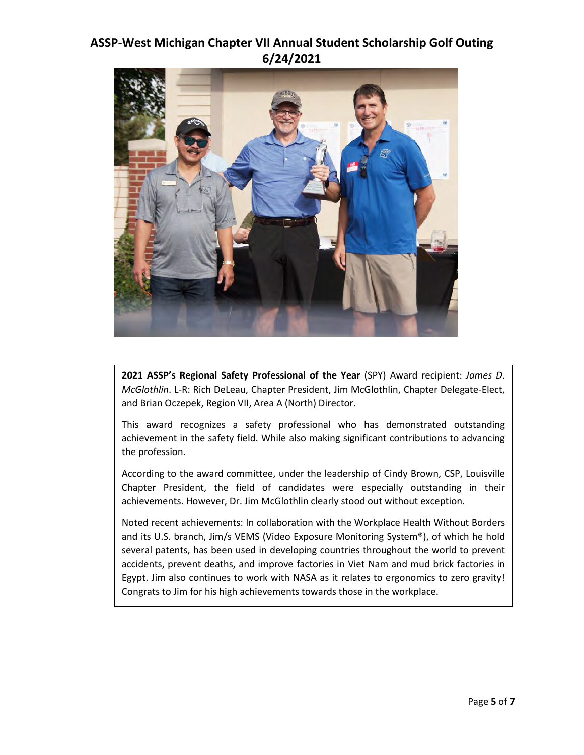# ASSP-West Michigan Chapter VII Annual Student Scholarship Golf Outing 6/24/2021

**2021 ASSP's Regional Safety Professional of the Year** (SPY) Award recipient: *James D. McGlothlin*. L-R: Rich DeLeau, Chapter President, Jim McGlothlin, Chapter Delegate-Elect, and Brian Oczepek, Region VII, Area A (North) Director.

This award recognizes a safety professional who has demonstrated outstanding achievement in the safety field. While also making significant contributions to advancing the profession.

According to the award committee, under the leadership of Cindy Brown, CSP, Louisville Chapter President, the field of candidates were especially outstanding in their achievements. However, Dr. Jim McGlothlin clearly stood out without exception.

Noted recent achievements: In collaboration with the Workplace Health Without Borders and its U.S. branch, Jim/s VEMS (Video Exposure Monitoring System®), of which he hold several patents, has been used in developing countries throughout the world to prevent accidents, prevent deaths, and improve factories in Viet Nam and mud brick factories in Egypt. Jim also continues to work with NASA as it relates to ergonomics to zero gravity! Congrats to Jim for his high achievements towards those in the workplace.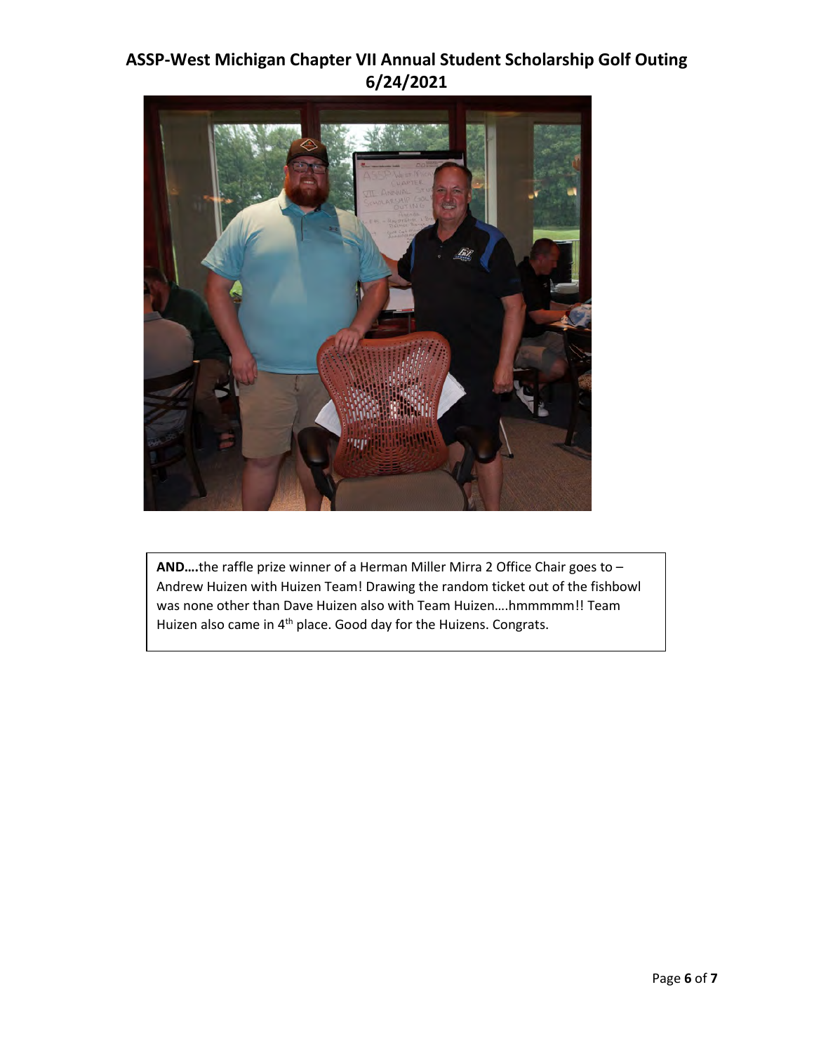# ASSP-West Michigan Chapter VII Annual Student Scholarship Golf Outing 6/24/2021

**AND….**the raffle prize winner of a Herman Miller Mirra 2 Office Chair goes to – Andrew Huizen with Huizen Team! Drawing the random ticket out of the fishbowl was none other than Dave Huizen also with Team Huizen….hmmmmm!! Team Huizen also came in 4th place. Good day for the Huizens. Congrats.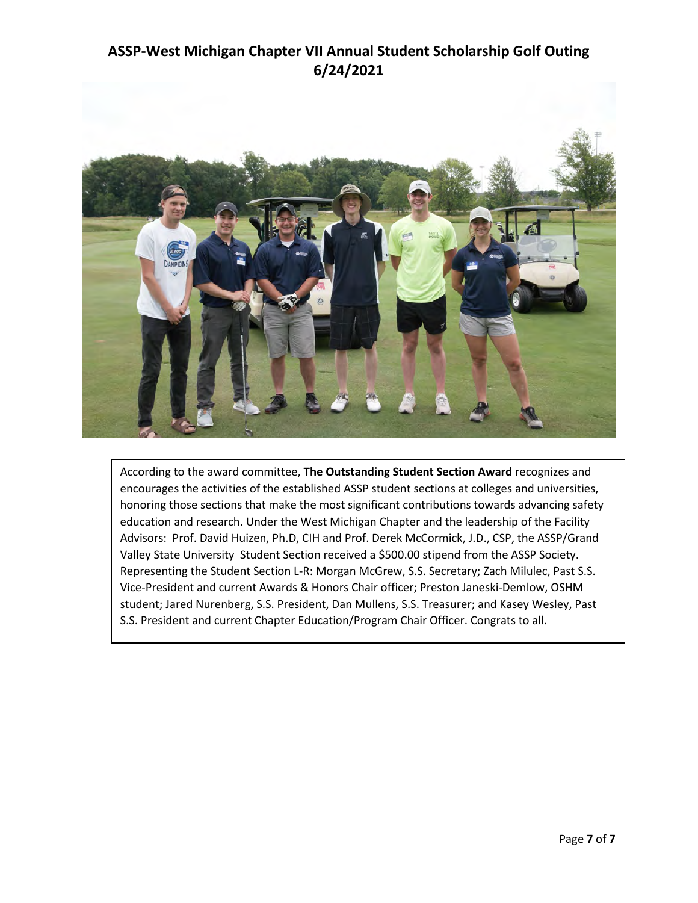## ASSP-West Michigan Chapter VII Annual Student Scholarship Golf Outing 6/24/2021

According to the award committee, **The Outstanding Student Section Award** recognizes and encourages the activities of the established ASSP student sections at colleges and universities, honoring those sections that make the most significant contributions towards advancing safety education and research. Under the West Michigan Chapter and the leadership of the Facility Advisors: Prof. David Huizen, Ph.D, CIH and Prof. Derek McCormick, J.D., CSP, the ASSP/Grand Valley State University Student Section received a $500.00 stipend from the ASSP Society. Representing the Student Section L-R: Morgan McGrew, S.S. Secretary; Zach Milulec, Past S.S. Vice-President and current Awards & Honors Chair officer; Preston Janeski-Demlow, OSHM student; Jared Nurenberg, S.S. President, Dan Mullens, S.S. Treasurer; and Kasey Wesley, Past S.S. President and current Chapter Education/Program Chair Officer. Congrats to all.